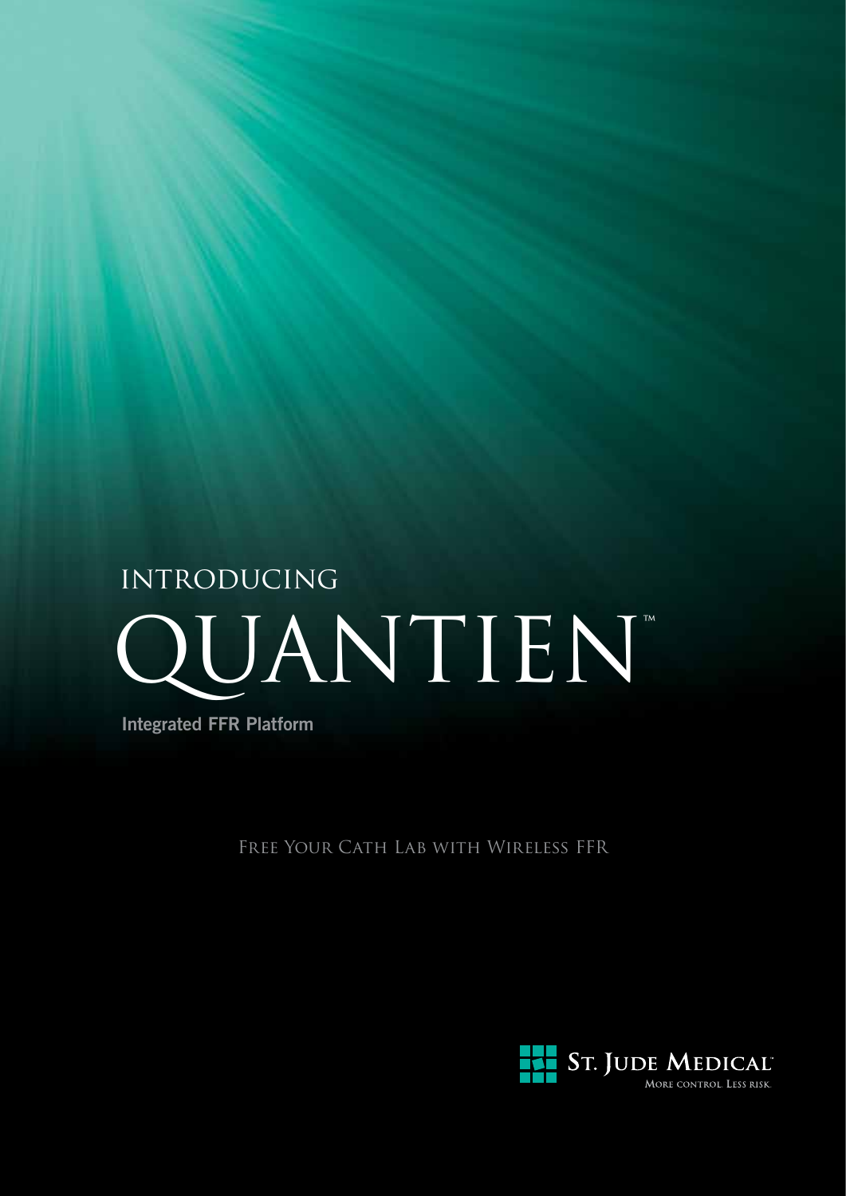INTRODUCING

# QUANTIEN™

**Integrated FFR Platform**

FREE YOUR CATH LAB WITH WIRELESS FFR

ST. JUDE MEDICAL™

MORE CONTROL. LESS RISK.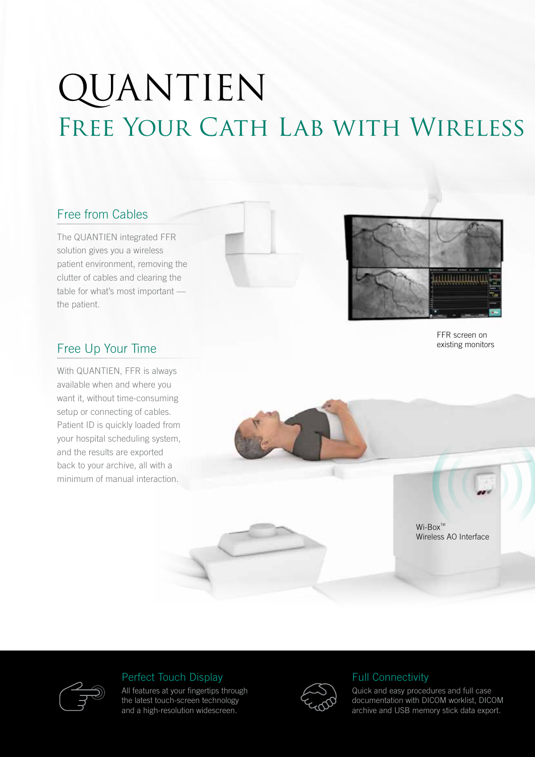# QUANTIEN

## Free Your Cath Lab with Wireless

### Free from Cables

The QUANTIEN integrated FFR solution gives you a wireless patient environment, removing the clutter of cables and clearing the table for what's most important — the patient.

### Free Up Your Time

With QUANTIEN, FFR is always available when and where you want it, without time-consuming setup or connecting of cables. Patient ID is quickly loaded from your hospital scheduling system, and the results are exported back to your archive, all with a minimum of manual interaction.

FFR screen on existing monitors

Wi-Box™
Wireless AO Interface

### Perfect Touch Display

All features at your fingertips through the latest touch-screen technology and a high-resolution widescreen.

### Full Connectivity

Quick and easy procedures and full case documentation with DICOM worklist, DICOM archive and USB memory stick data export.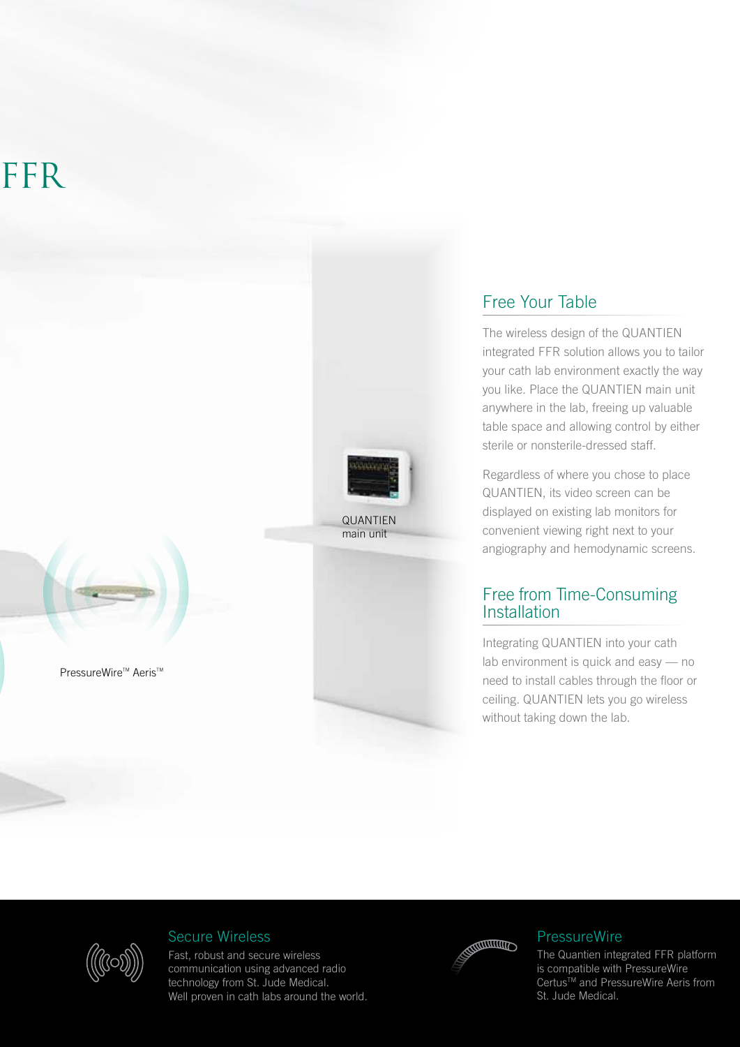FFR

QUANTIEN main unit

PressureWire™ Aeris™

## Free Your Table

The wireless design of the QUANTIEN integrated FFR solution allows you to tailor your cath lab environment exactly the way you like. Place the QUANTIEN main unit anywhere in the lab, freeing up valuable table space and allowing control by either sterile or nonsterile-dressed staff.

Regardless of where you chose to place QUANTIEN, its video screen can be displayed on existing lab monitors for convenient viewing right next to your angiography and hemodynamic screens.

## Free from Time-Consuming Installation

Integrating QUANTIEN into your cath lab environment is quick and easy — no need to install cables through the floor or ceiling. QUANTIEN lets you go wireless without taking down the lab.

### Secure Wireless

Fast, robust and secure wireless communication using advanced radio technology from St. Jude Medical. Well proven in cath labs around the world.

### PressureWire

The Quantien integrated FFR platform is compatible with PressureWire Certus™ and PressureWire Aeris from St. Jude Medical.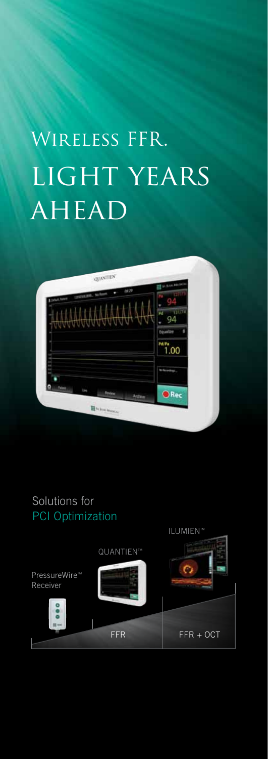# Wireless FFR. LIGHT YEARS AHEAD

Solutions for
PCI Optimization

PressureWire™ Receiver

QUANTIEN™

ILUMIEN™

FFR

FFR + OCT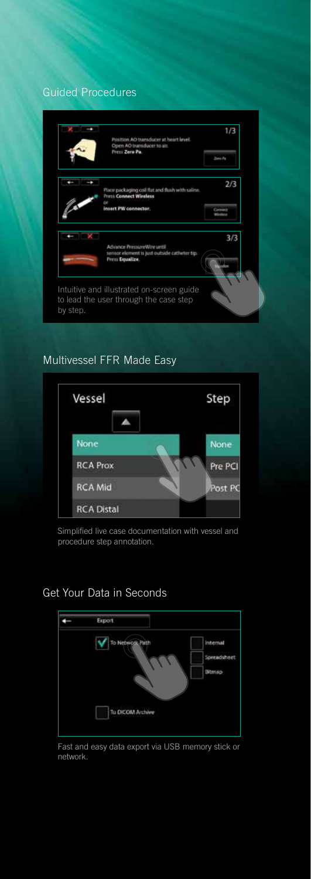## Guided Procedures

Intuitive and illustrated on-screen guide to lead the user through the case step by step.

## Multivessel FFR Made Easy

Simplified live case documentation with vessel and procedure step annotation.

## Get Your Data in Seconds

Fast and easy data export via USB memory stick or network.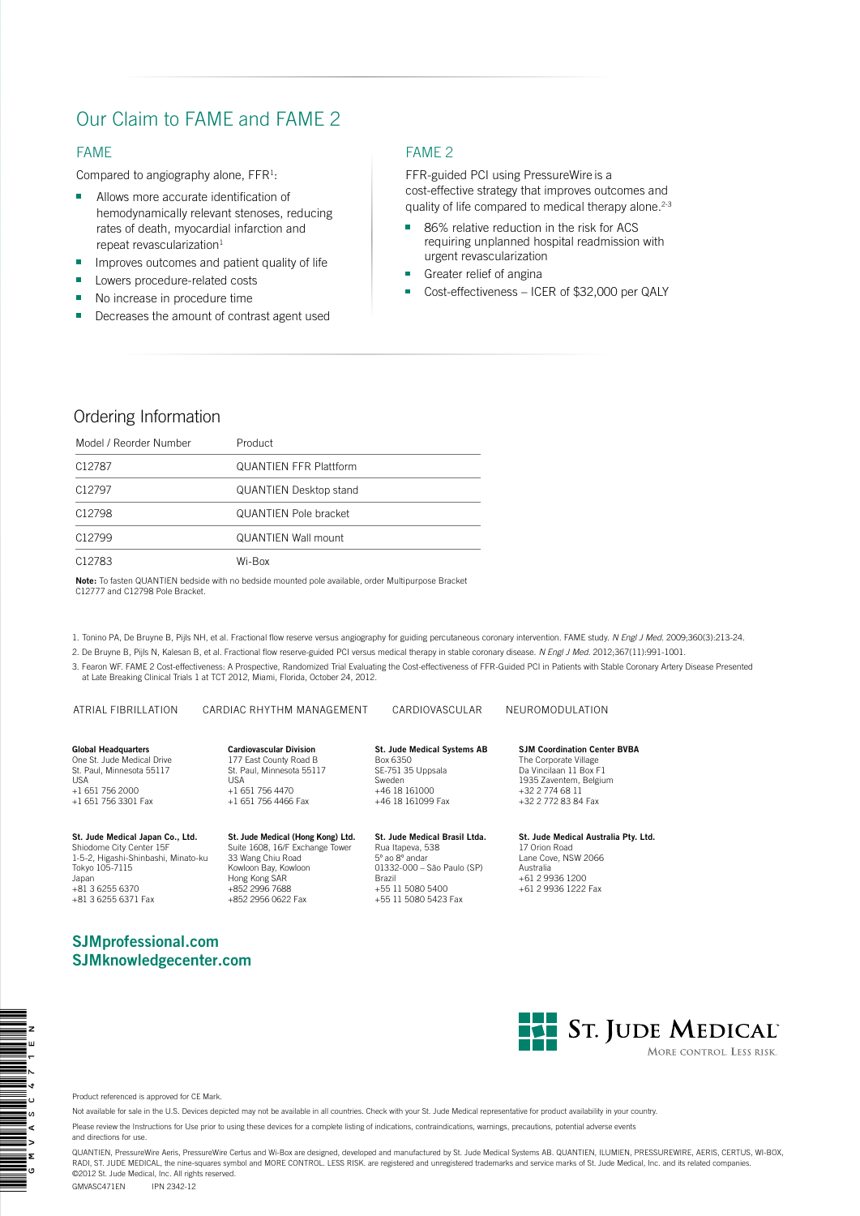## Our Claim to FAME and FAME 2

### FAME

Compared to angiography alone, FFR[1]:

- Allows more accurate identification of hemodynamically relevant stenoses, reducing rates of death, myocardial infarction and repeat revascularization[1]
- Improves outcomes and patient quality of life
- Lowers procedure-related costs
- No increase in procedure time
- Decreases the amount of contrast agent used

### FAME 2

FFR-guided PCI using PressureWire is a cost-effective strategy that improves outcomes and quality of life compared to medical therapy alone.[2-3]

- 86% relative reduction in the risk for ACS requiring unplanned hospital readmission with urgent revascularization
- Greater relief of angina
- Cost-effectiveness – ICER of $32,000 per QALY

## Ordering Information

| Model / Reorder Number | Product |
|---|---|
| C12787 | QUANTIEN FFR Plattform |
| C12797 | QUANTIEN Desktop stand |
| C12798 | QUANTIEN Pole bracket |
| C12799 | QUANTIEN Wall mount |
| C12783 | Wi-Box |

**Note:** To fasten QUANTIEN bedside with no bedside mounted pole available, order Multipurpose Bracket C12777 and C12798 Pole Bracket.

1. Tonino PA, De Bruyne B, Pijls NH, et al. Fractional flow reserve versus angiography for guiding percutaneous coronary intervention. FAME study. *N Engl J Med.* 2009;360(3):213-24.
2. De Bruyne B, Pijls N, Kalesan B, et al. Fractional flow reserve-guided PCI versus medical therapy in stable coronary disease. *N Engl J Med.* 2012;367(11):991-1001.
3. Fearon WF. FAME 2 Cost-effectiveness: A Prospective, Randomized Trial Evaluating the Cost-effectiveness of FFR-Guided PCI in Patients with Stable Coronary Artery Disease Presented at Late Breaking Clinical Trials 1 at TCT 2012, Miami, Florida, October 24, 2012.

ATRIAL FIBRILLATION    CARDIAC RHYTHM MANAGEMENT    CARDIOVASCULAR    NEUROMODULATION

**Global Headquarters**
One St. Jude Medical Drive
St. Paul, Minnesota 55117
USA
+1 651 756 2000
+1 651 756 3301 Fax

**Cardiovascular Division**
177 East County Road B
St. Paul, Minnesota 55117
USA
+1 651 756 4470
+1 651 756 4466 Fax

**St. Jude Medical Systems AB**
Box 6350
SE-751 35 Uppsala
Sweden
+46 18 161000
+46 18 161099 Fax

**SJM Coordination Center BVBA**
The Corporate Village
Da Vincilaan 11 Box F1
1935 Zaventem, Belgium
+32 2 774 68 11
+32 2 772 83 84 Fax

**St. Jude Medical Japan Co., Ltd.**
Shiodome City Center 15F
1-5-2, Higashi-Shinbashi, Minato-ku
Tokyo 105-7115
Japan
+81 3 6255 6370
+81 3 6255 6371 Fax

**St. Jude Medical (Hong Kong) Ltd.**
Suite 1608, 16/F Exchange Tower
33 Wang Chiu Road
Kowloon Bay, Kowloon
Hong Kong SAR
+852 2996 7688
+852 2956 0622 Fax

**St. Jude Medical Brasil Ltda.**
Rua Itapeva, 538
5º ao 8º andar
01332-000 – São Paulo (SP)
Brazil
+55 11 5080 5400
+55 11 5080 5423 Fax

**St. Jude Medical Australia Pty. Ltd.**
17 Orion Road
Lane Cove, NSW 2066
Australia
+61 2 9936 1200
+61 2 9936 1222 Fax

**SJMprofessional.com**
**SJMknowledgecenter.com**

ST. JUDE MEDICAL
MORE CONTROL. LESS RISK.

Product referenced is approved for CE Mark.

Not available for sale in the U.S. Devices depicted may not be available in all countries. Check with your St. Jude Medical representative for product availability in your country.

Please review the Instructions for Use prior to using these devices for a complete listing of indications, contraindications, warnings, precautions, potential adverse events and directions for use.

QUANTIEN, PressureWire Aeris, PressureWire Certus and Wi-Box are designed, developed and manufactured by St. Jude Medical Systems AB. QUANTIEN, ILUMIEN, PRESSUREWIRE, AERIS, CERTUS, WI-BOX, RADI, ST. JUDE MEDICAL, the nine-squares symbol and MORE CONTROL. LESS RISK. are registered and unregistered trademarks and service marks of St. Jude Medical, Inc. and its related companies.
©2012 St. Jude Medical, Inc. All rights reserved.

GMVASC471EN    IPN 2342-12

GMVASC471EN